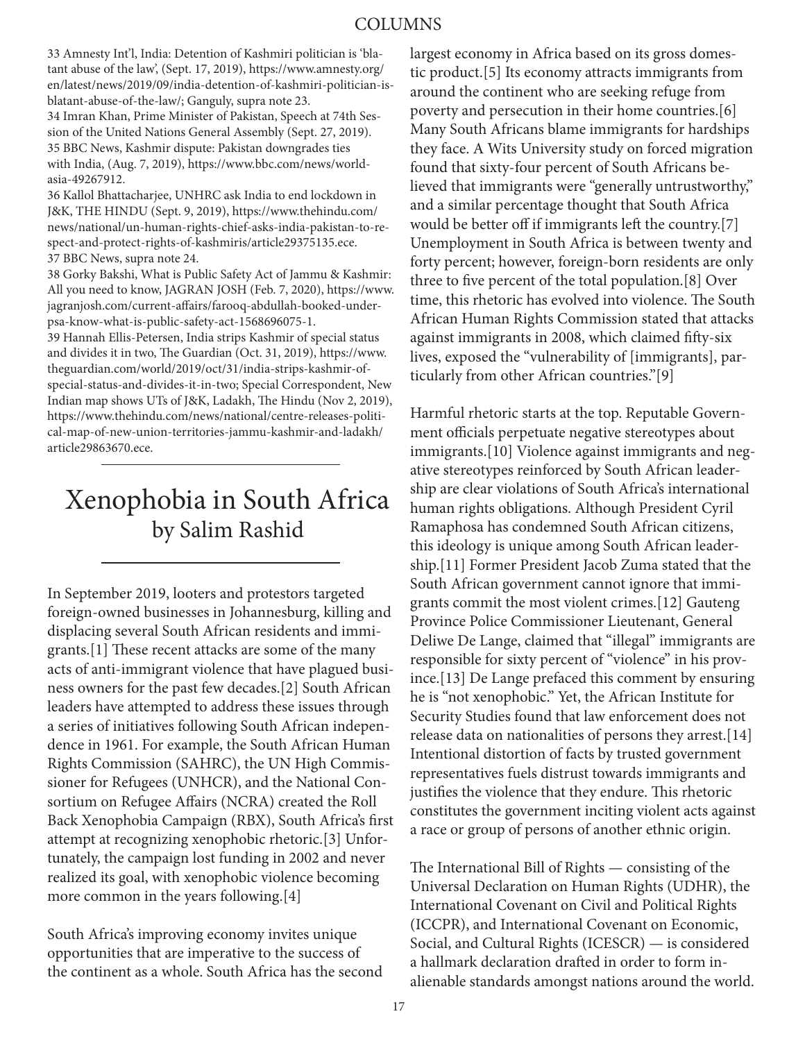33 Amnesty Int'l, India: Detention of Kashmiri politician is 'blatant abuse of the law', (Sept. 17, 2019), https://www.amnesty.org/en/latest/news/2019/09/india-detention-of-kashmiri-politician-is-blatant-abuse-of-the-law/; Ganguly, supra note 23.

34 Imran Khan, Prime Minister of Pakistan, Speech at 74th Session of the United Nations General Assembly (Sept. 27, 2019).

35 BBC News, Kashmir dispute: Pakistan downgrades ties with India, (Aug. 7, 2019), https://www.bbc.com/news/world-asia-49267912.

36 Kallol Bhattacharjee, UNHRC ask India to end lockdown in J&K, THE HINDU (Sept. 9, 2019), https://www.thehindu.com/news/national/un-human-rights-chief-asks-india-pakistan-to-respect-and-protect-rights-of-kashmiris/article29375135.ece.

37 BBC News, supra note 24.

38 Gorky Bakshi, What is Public Safety Act of Jammu & Kashmir: All you need to know, JAGRAN JOSH (Feb. 7, 2020), https://www.jagranjosh.com/current-affairs/farooq-abdullah-booked-under-psa-know-what-is-public-safety-act-1568696075-1.

39 Hannah Ellis-Petersen, India strips Kashmir of special status and divides it in two, The Guardian (Oct. 31, 2019), https://www.theguardian.com/world/2019/oct/31/india-strips-kashmir-of-special-status-and-divides-it-in-two; Special Correspondent, New Indian map shows UTs of J&K, Ladakh, The Hindu (Nov 2, 2019), https://www.thehindu.com/news/national/centre-releases-political-map-of-new-union-territories-jammu-kashmir-and-ladakh/article29863670.ece.

# Xenophobia in South Africa
## by Salim Rashid

In September 2019, looters and protestors targeted foreign-owned businesses in Johannesburg, killing and displacing several South African residents and immigrants.[1] These recent attacks are some of the many acts of anti-immigrant violence that have plagued business owners for the past few decades.[2] South African leaders have attempted to address these issues through a series of initiatives following South African independence in 1961. For example, the South African Human Rights Commission (SAHRC), the UN High Commissioner for Refugees (UNHCR), and the National Consortium on Refugee Affairs (NCRA) created the Roll Back Xenophobia Campaign (RBX), South Africa's first attempt at recognizing xenophobic rhetoric.[3] Unfortunately, the campaign lost funding in 2002 and never realized its goal, with xenophobic violence becoming more common in the years following.[4]

South Africa's improving economy invites unique opportunities that are imperative to the success of the continent as a whole. South Africa has the second largest economy in Africa based on its gross domestic product.[5] Its economy attracts immigrants from around the continent who are seeking refuge from poverty and persecution in their home countries.[6] Many South Africans blame immigrants for hardships they face. A Wits University study on forced migration found that sixty-four percent of South Africans believed that immigrants were "generally untrustworthy," and a similar percentage thought that South Africa would be better off if immigrants left the country.[7] Unemployment in South Africa is between twenty and forty percent; however, foreign-born residents are only three to five percent of the total population.[8] Over time, this rhetoric has evolved into violence. The South African Human Rights Commission stated that attacks against immigrants in 2008, which claimed fifty-six lives, exposed the "vulnerability of [immigrants], particularly from other African countries."[9]

Harmful rhetoric starts at the top. Reputable Government officials perpetuate negative stereotypes about immigrants.[10] Violence against immigrants and negative stereotypes reinforced by South African leadership are clear violations of South Africa's international human rights obligations. Although President Cyril Ramaphosa has condemned South African citizens, this ideology is unique among South African leadership.[11] Former President Jacob Zuma stated that the South African government cannot ignore that immigrants commit the most violent crimes.[12] Gauteng Province Police Commissioner Lieutenant, General Deliwe De Lange, claimed that "illegal" immigrants are responsible for sixty percent of "violence" in his province.[13] De Lange prefaced this comment by ensuring he is "not xenophobic." Yet, the African Institute for Security Studies found that law enforcement does not release data on nationalities of persons they arrest.[14] Intentional distortion of facts by trusted government representatives fuels distrust towards immigrants and justifies the violence that they endure. This rhetoric constitutes the government inciting violent acts against a race or group of persons of another ethnic origin.

The International Bill of Rights — consisting of the Universal Declaration on Human Rights (UDHR), the International Covenant on Civil and Political Rights (ICCPR), and International Covenant on Economic, Social, and Cultural Rights (ICESCR) — is considered a hallmark declaration drafted in order to form inalienable standards amongst nations around the world.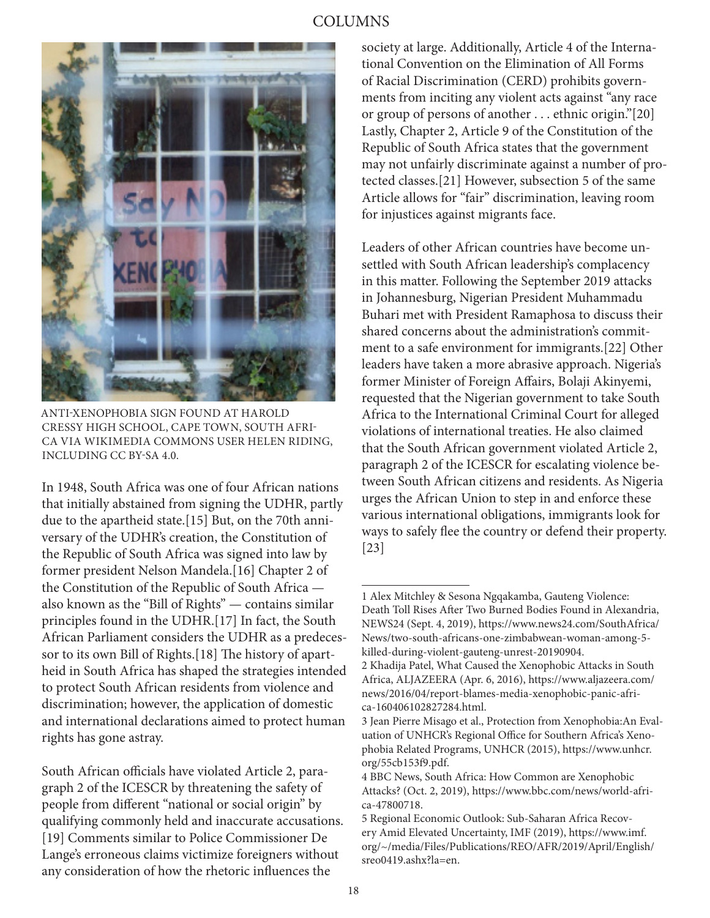ANTI-XENOPHOBIA SIGN FOUND AT HAROLD CRESSY HIGH SCHOOL, CAPE TOWN, SOUTH AFRICA VIA WIKIMEDIA COMMONS USER HELEN RIDING, INCLUDING CC BY-SA 4.0.

In 1948, South Africa was one of four African nations that initially abstained from signing the UDHR, partly due to the apartheid state.[15] But, on the 70th anniversary of the UDHR's creation, the Constitution of the Republic of South Africa was signed into law by former president Nelson Mandela.[16] Chapter 2 of the Constitution of the Republic of South Africa — also known as the "Bill of Rights" — contains similar principles found in the UDHR.[17] In fact, the South African Parliament considers the UDHR as a predecessor to its own Bill of Rights.[18] The history of apartheid in South Africa has shaped the strategies intended to protect South African residents from violence and discrimination; however, the application of domestic and international declarations aimed to protect human rights has gone astray.

South African officials have violated Article 2, paragraph 2 of the ICESCR by threatening the safety of people from different "national or social origin" by qualifying commonly held and inaccurate accusations.[19] Comments similar to Police Commissioner De Lange's erroneous claims victimize foreigners without any consideration of how the rhetoric influences the society at large. Additionally, Article 4 of the International Convention on the Elimination of All Forms of Racial Discrimination (CERD) prohibits governments from inciting any violent acts against "any race or group of persons of another . . . ethnic origin."[20] Lastly, Chapter 2, Article 9 of the Constitution of the Republic of South Africa states that the government may not unfairly discriminate against a number of protected classes.[21] However, subsection 5 of the same Article allows for "fair" discrimination, leaving room for injustices against migrants face.

Leaders of other African countries have become unsettled with South African leadership's complacency in this matter. Following the September 2019 attacks in Johannesburg, Nigerian President Muhammadu Buhari met with President Ramaphosa to discuss their shared concerns about the administration's commitment to a safe environment for immigrants.[22] Other leaders have taken a more abrasive approach. Nigeria's former Minister of Foreign Affairs, Bolaji Akinyemi, requested that the Nigerian government to take South Africa to the International Criminal Court for alleged violations of international treaties. He also claimed that the South African government violated Article 2, paragraph 2 of the ICESCR for escalating violence between South African citizens and residents. As Nigeria urges the African Union to step in and enforce these various international obligations, immigrants look for ways to safely flee the country or defend their property.[23]

---

1 Alex Mitchley & Sesona Ngqakamba, Gauteng Violence: Death Toll Rises After Two Burned Bodies Found in Alexandria, NEWS24 (Sept. 4, 2019), https://www.news24.com/SouthAfrica/News/two-south-africans-one-zimbabwean-woman-among-5-killed-during-violent-gauteng-unrest-20190904.

2 Khadija Patel, What Caused the Xenophobic Attacks in South Africa, ALJAZEERA (Apr. 6, 2016), https://www.aljazeera.com/news/2016/04/report-blames-media-xenophobic-panic-africa-160406102827284.html.

3 Jean Pierre Misago et al., Protection from Xenophobia:An Evaluation of UNHCR's Regional Office for Southern Africa's Xenophobia Related Programs, UNHCR (2015), https://www.unhcr.org/55cb153f9.pdf.

4 BBC News, South Africa: How Common are Xenophobic Attacks? (Oct. 2, 2019), https://www.bbc.com/news/world-africa-47800718.

5 Regional Economic Outlook: Sub-Saharan Africa Recovery Amid Elevated Uncertainty, IMF (2019), https://www.imf.org/~/media/Files/Publications/REO/AFR/2019/April/English/sreo0419.ashx?la=en.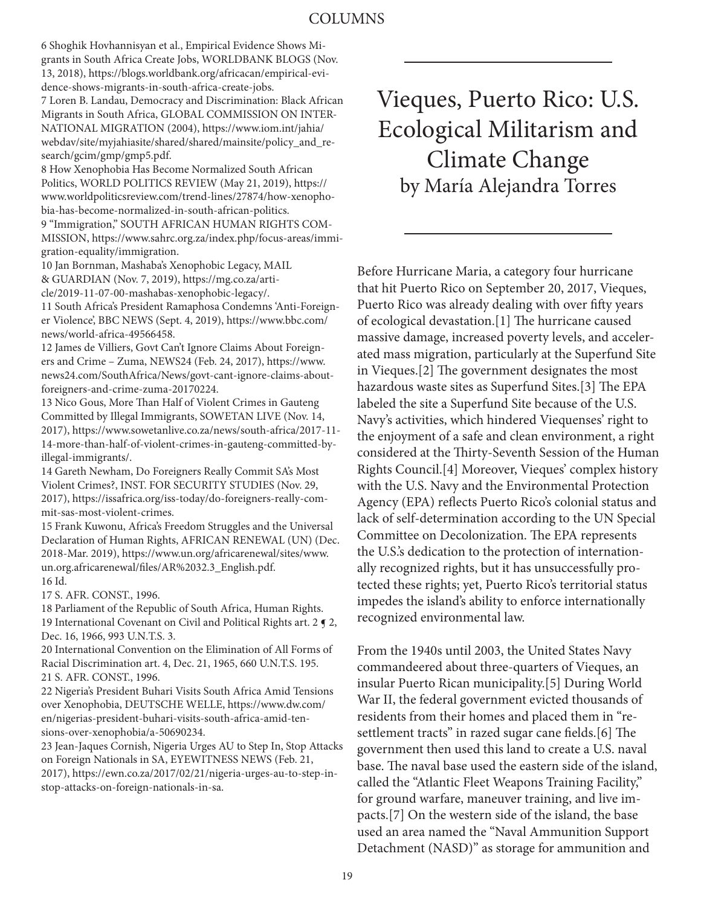6 Shoghik Hovhannisyan et al., Empirical Evidence Shows Migrants in South Africa Create Jobs, WORLDBANK BLOGS (Nov. 13, 2018), https://blogs.worldbank.org/africacan/empirical-evidence-shows-migrants-in-south-africa-create-jobs.

7 Loren B. Landau, Democracy and Discrimination: Black African Migrants in South Africa, GLOBAL COMMISSION ON INTERNATIONAL MIGRATION (2004), https://www.iom.int/jahia/webdav/site/myjahiasite/shared/shared/mainsite/policy_and_research/gcim/gmp/gmp5.pdf.

8 How Xenophobia Has Become Normalized South African Politics, WORLD POLITICS REVIEW (May 21, 2019), https://www.worldpoliticsreview.com/trend-lines/27874/how-xenophobia-has-become-normalized-in-south-african-politics.

9 "Immigration," SOUTH AFRICAN HUMAN RIGHTS COMMISSION, https://www.sahrc.org.za/index.php/focus-areas/immigration-equality/immigration.

10 Jan Bornman, Mashaba's Xenophobic Legacy, MAIL & GUARDIAN (Nov. 7, 2019), https://mg.co.za/article/2019-11-07-00-mashabas-xenophobic-legacy/.

11 South Africa's President Ramaphosa Condemns 'Anti-Foreigner Violence', BBC NEWS (Sept. 4, 2019), https://www.bbc.com/news/world-africa-49566458.

12 James de Villiers, Govt Can't Ignore Claims About Foreigners and Crime – Zuma, NEWS24 (Feb. 24, 2017), https://www.news24.com/SouthAfrica/News/govt-cant-ignore-claims-about-foreigners-and-crime-zuma-20170224.

13 Nico Gous, More Than Half of Violent Crimes in Gauteng Committed by Illegal Immigrants, SOWETAN LIVE (Nov. 14, 2017), https://www.sowetanlive.co.za/news/south-africa/2017-11-14-more-than-half-of-violent-crimes-in-gauteng-committed-by-illegal-immigrants/.

14 Gareth Newham, Do Foreigners Really Commit SA's Most Violent Crimes?, INST. FOR SECURITY STUDIES (Nov. 29, 2017), https://issafrica.org/iss-today/do-foreigners-really-commit-sas-most-violent-crimes.

15 Frank Kuwonu, Africa's Freedom Struggles and the Universal Declaration of Human Rights, AFRICAN RENEWAL (UN) (Dec. 2018-Mar. 2019), https://www.un.org/africarenewal/sites/www.un.org.africarenewal/files/AR%2032.3_English.pdf.

16 Id.

17 S. AFR. CONST., 1996.

18 Parliament of the Republic of South Africa, Human Rights.

19 International Covenant on Civil and Political Rights art. 2 ¶ 2, Dec. 16, 1966, 993 U.N.T.S. 3.

20 International Convention on the Elimination of All Forms of Racial Discrimination art. 4, Dec. 21, 1965, 660 U.N.T.S. 195.

21 S. AFR. CONST., 1996.

22 Nigeria's President Buhari Visits South Africa Amid Tensions over Xenophobia, DEUTSCHE WELLE, https://www.dw.com/en/nigerias-president-buhari-visits-south-africa-amid-tensions-over-xenophobia/a-50690234.

23 Jean-Jaques Cornish, Nigeria Urges AU to Step In, Stop Attacks on Foreign Nationals in SA, EYEWITNESS NEWS (Feb. 21, 2017), https://ewn.co.za/2017/02/21/nigeria-urges-au-to-step-in-stop-attacks-on-foreign-nationals-in-sa.

# Vieques, Puerto Rico: U.S. Ecological Militarism and Climate Change

by María Alejandra Torres

Before Hurricane Maria, a category four hurricane that hit Puerto Rico on September 20, 2017, Vieques, Puerto Rico was already dealing with over fifty years of ecological devastation.[1] The hurricane caused massive damage, increased poverty levels, and accelerated mass migration, particularly at the Superfund Site in Vieques.[2] The government designates the most hazardous waste sites as Superfund Sites.[3] The EPA labeled the site a Superfund Site because of the U.S. Navy's activities, which hindered Viequenses' right to the enjoyment of a safe and clean environment, a right considered at the Thirty-Seventh Session of the Human Rights Council.[4] Moreover, Vieques' complex history with the U.S. Navy and the Environmental Protection Agency (EPA) reflects Puerto Rico's colonial status and lack of self-determination according to the UN Special Committee on Decolonization. The EPA represents the U.S.'s dedication to the protection of internationally recognized rights, but it has unsuccessfully protected these rights; yet, Puerto Rico's territorial status impedes the island's ability to enforce internationally recognized environmental law.

From the 1940s until 2003, the United States Navy commandeered about three-quarters of Vieques, an insular Puerto Rican municipality.[5] During World War II, the federal government evicted thousands of residents from their homes and placed them in "resettlement tracts" in razed sugar cane fields.[6] The government then used this land to create a U.S. naval base. The naval base used the eastern side of the island, called the "Atlantic Fleet Weapons Training Facility," for ground warfare, maneuver training, and live impacts.[7] On the western side of the island, the base used an area named the "Naval Ammunition Support Detachment (NASD)" as storage for ammunition and